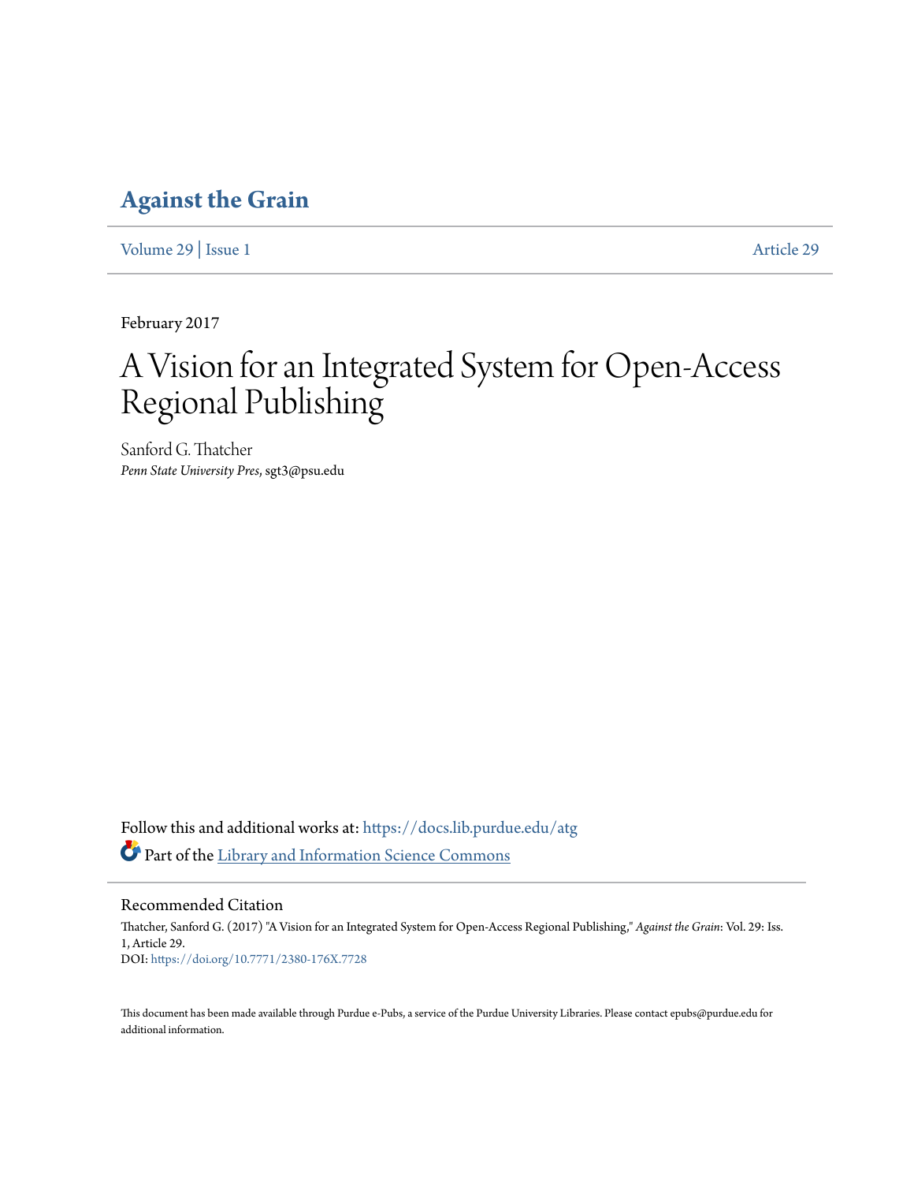# Against the Grain

Volume 29 | Issue 1 Article 29

February 2017

# A Vision for an Integrated System for Open-Access Regional Publishing

Sanford G. Thatcher
*Penn State University Pres*, sgt3@psu.edu

Follow this and additional works at: https://docs.lib.purdue.edu/atg

Part of the Library and Information Science Commons

## Recommended Citation

Thatcher, Sanford G. (2017) "A Vision for an Integrated System for Open-Access Regional Publishing," *Against the Grain*: Vol. 29: Iss. 1, Article 29.
DOI: https://doi.org/10.7771/2380-176X.7728

This document has been made available through Purdue e-Pubs, a service of the Purdue University Libraries. Please contact epubs@purdue.edu for additional information.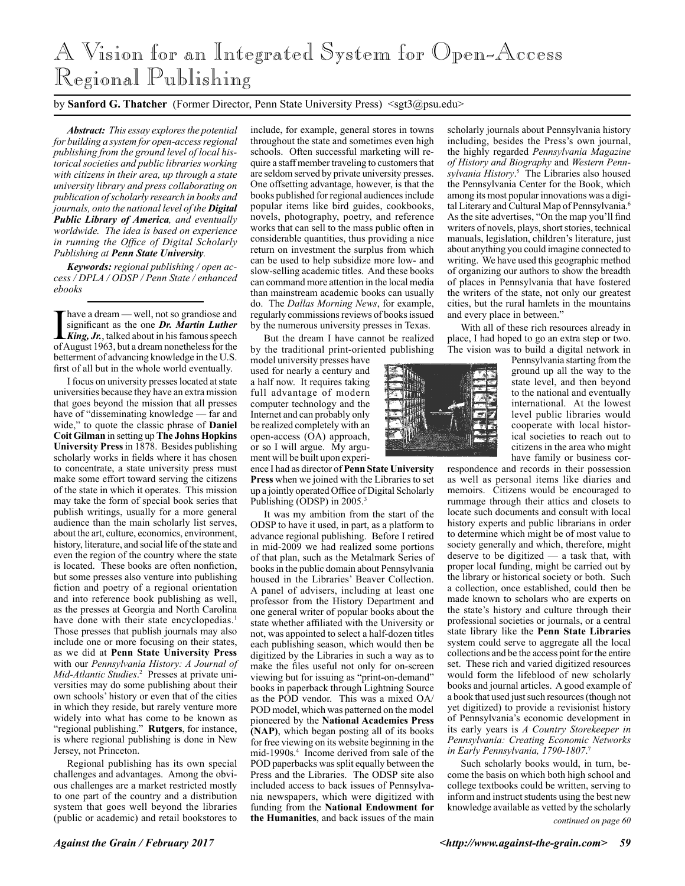# A Vision for an Integrated System for Open-Access Regional Publishing

by **Sanford G. Thatcher** (Former Director, Penn State University Press) <sgt3@psu.edu>

***Abstract:*** *This essay explores the potential for building a system for open-access regional publishing from the ground level of local historical societies and public libraries working with citizens in their area, up through a state university library and press collaborating on publication of scholarly research in books and journals, onto the national level of the* ***Digital Public Library of America****, and eventually worldwide. The idea is based on experience in running the Office of Digital Scholarly Publishing at* ***Penn State University****.*

***Keywords:*** *regional publishing / open access / DPLA / ODSP / Penn State / enhanced ebooks*

I have a dream — well, not so grandiose and significant as the one ***Dr. Martin Luther King, Jr.***, talked about in his famous speech of August 1963, but a dream nonetheless for the betterment of advancing knowledge in the U.S. first of all but in the whole world eventually.

I focus on university presses located at state universities because they have an extra mission that goes beyond the mission that all presses have of "disseminating knowledge — far and wide," to quote the classic phrase of **Daniel Coit Gilman** in setting up **The Johns Hopkins University Press** in 1878. Besides publishing scholarly works in fields where it has chosen to concentrate, a state university press must make some effort toward serving the citizens of the state in which it operates. This mission may take the form of special book series that publish writings, usually for a more general audience than the main scholarly list serves, about the art, culture, economics, environment, history, literature, and social life of the state and even the region of the country where the state is located. These books are often nonfiction, but some presses also venture into publishing fiction and poetry of a regional orientation and into reference book publishing as well, as the presses at Georgia and North Carolina have done with their state encyclopedias.[1] Those presses that publish journals may also include one or more focusing on their states, as we did at **Penn State University Press** with our *Pennsylvania History: A Journal of Mid-Atlantic Studies*.[2] Presses at private universities may do some publishing about their own schools' history or even that of the cities in which they reside, but rarely venture more widely into what has come to be known as "regional publishing." **Rutgers**, for instance, is where regional publishing is done in New Jersey, not Princeton.

Regional publishing has its own special challenges and advantages. Among the obvious challenges are a market restricted mostly to one part of the country and a distribution system that goes well beyond the libraries (public or academic) and retail bookstores to include, for example, general stores in towns throughout the state and sometimes even high schools. Often successful marketing will require a staff member traveling to customers that are seldom served by private university presses. One offsetting advantage, however, is that the books published for regional audiences include popular items like bird guides, cookbooks, novels, photography, poetry, and reference works that can sell to the mass public often in considerable quantities, thus providing a nice return on investment the surplus from which can be used to help subsidize more low- and slow-selling academic titles. And these books can command more attention in the local media than mainstream academic books can usually do. The *Dallas Morning News*, for example, regularly commissions reviews of books issued by the numerous university presses in Texas.

But the dream I have cannot be realized by the traditional print-oriented publishing model university presses have used for nearly a century and a half now. It requires taking full advantage of modern computer technology and the Internet and can probably only be realized completely with an open-access (OA) approach, or so I will argue. My argument will be built upon experience I had as director of **Penn State University Press** when we joined with the Libraries to set up a jointly operated Office of Digital Scholarly Publishing (ODSP) in 2005.[3]

It was my ambition from the start of the ODSP to have it used, in part, as a platform to advance regional publishing. Before I retired in mid-2009 we had realized some portions of that plan, such as the Metalmark Series of books in the public domain about Pennsylvania housed in the Libraries' Beaver Collection. A panel of advisers, including at least one professor from the History Department and one general writer of popular books about the state whether affiliated with the University or not, was appointed to select a half-dozen titles each publishing season, which would then be digitized by the Libraries in such a way as to make the files useful not only for on-screen viewing but for issuing as "print-on-demand" books in paperback through Lightning Source as the POD vendor. This was a mixed OA/POD model, which was patterned on the model pioneered by the **National Academies Press (NAP)**, which began posting all of its books for free viewing on its website beginning in the mid-1990s.[4] Income derived from sale of the POD paperbacks was split equally between the Press and the Libraries. The ODSP site also included access to back issues of Pennsylvania newspapers, which were digitized with funding from the **National Endowment for the Humanities**, and back issues of the main scholarly journals about Pennsylvania history including, besides the Press's own journal, the highly regarded *Pennsylvania Magazine of History and Biography* and *Western Pennsylvania History*.[5] The Libraries also housed the Pennsylvania Center for the Book, which among its most popular innovations was a digital Literary and Cultural Map of Pennsylvania.[6] As the site advertises, "On the map you'll find writers of novels, plays, short stories, technical manuals, legislation, children's literature, just about anything you could imagine connected to writing. We have used this geographic method of organizing our authors to show the breadth of places in Pennsylvania that have fostered the writers of the state, not only our greatest cities, but the rural hamlets in the mountains and every place in between."

With all of these rich resources already in place, I had hoped to go an extra step or two. The vision was to build a digital network in Pennsylvania starting from the ground up all the way to the state level, and then beyond to the national and eventually international. At the lowest level public libraries would cooperate with local historical societies to reach out to citizens in the area who might have family or business correspondence and records in their possession as well as personal items like diaries and memoirs. Citizens would be encouraged to rummage through their attics and closets to locate such documents and consult with local history experts and public librarians in order to determine which might be of most value to society generally and which, therefore, might deserve to be digitized — a task that, with proper local funding, might be carried out by the library or historical society or both. Such a collection, once established, could then be made known to scholars who are experts on the state's history and culture through their professional societies or journals, or a central state library like the **Penn State Libraries** system could serve to aggregate all the local collections and be the access point for the entire set. These rich and varied digitized resources would form the lifeblood of new scholarly books and journal articles. A good example of a book that used just such resources (though not yet digitized) to provide a revisionist history of Pennsylvania's economic development in its early years is *A Country Storekeeper in Pennsylvania: Creating Economic Networks in Early Pennsylvania, 1790-1807*.[7]

Such scholarly books would, in turn, become the basis on which both high school and college textbooks could be written, serving to inform and instruct students using the best new knowledge available as vetted by the scholarly

*continued on page 60*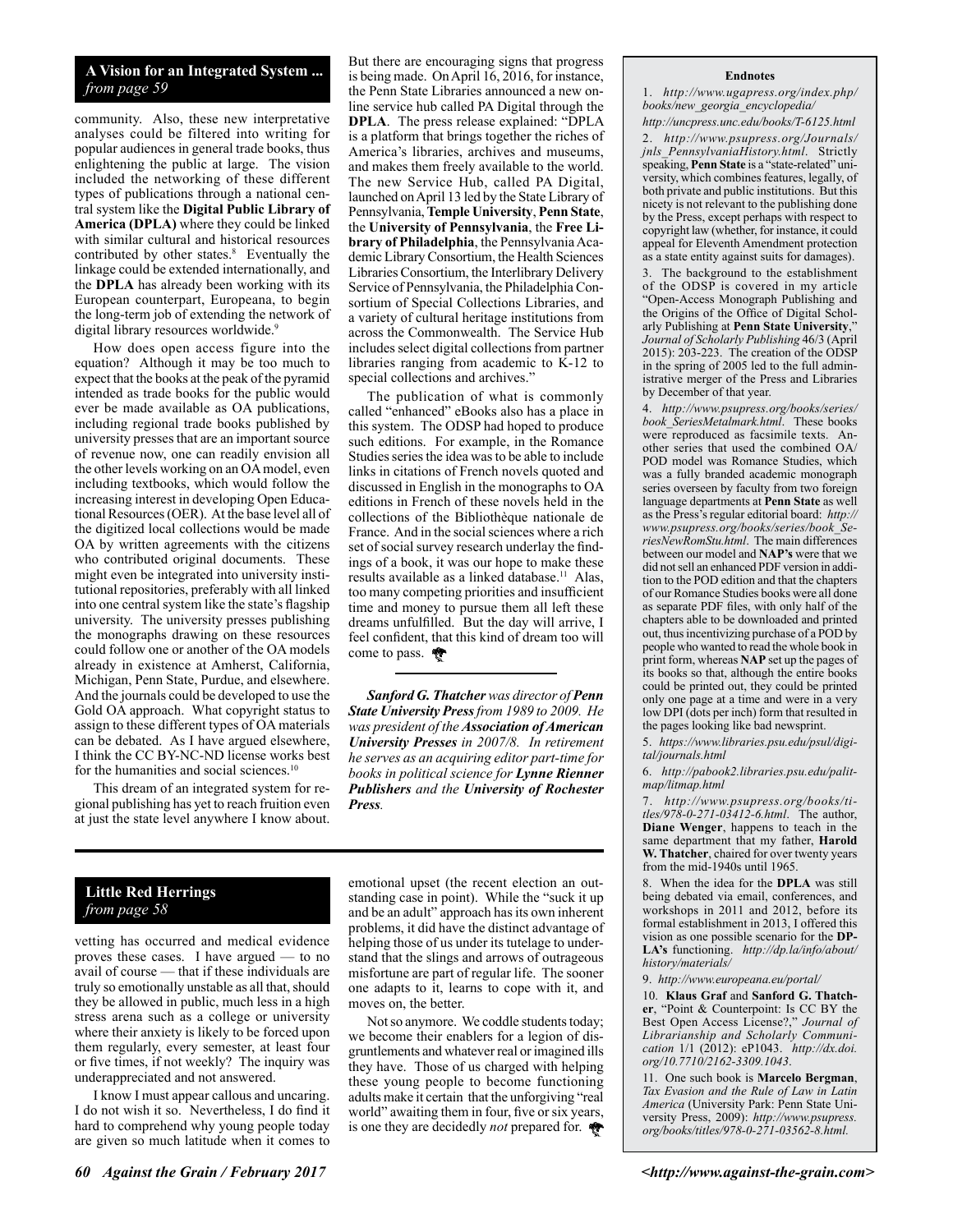## A Vision for an Integrated System ...
*from page 59*

community. Also, these new interpretative analyses could be filtered into writing for popular audiences in general trade books, thus enlightening the public at large. The vision included the networking of these different types of publications through a national central system like the **Digital Public Library of America (DPLA)** where they could be linked with similar cultural and historical resources contributed by other states.[8] Eventually the linkage could be extended internationally, and the **DPLA** has already been working with its European counterpart, Europeana, to begin the long-term job of extending the network of digital library resources worldwide.[9]

How does open access figure into the equation? Although it may be too much to expect that the books at the peak of the pyramid intended as trade books for the public would ever be made available as OA publications, including regional trade books published by university presses that are an important source of revenue now, one can readily envision all the other levels working on an OA model, even including textbooks, which would follow the increasing interest in developing Open Educational Resources (OER). At the base level all of the digitized local collections would be made OA by written agreements with the citizens who contributed original documents. These might even be integrated into university institutional repositories, preferably with all linked into one central system like the state's flagship university. The university presses publishing the monographs drawing on these resources could follow one or another of the OA models already in existence at Amherst, California, Michigan, Penn State, Purdue, and elsewhere. And the journals could be developed to use the Gold OA approach. What copyright status to assign to these different types of OA materials can be debated. As I have argued elsewhere, I think the CC BY-NC-ND license works best for the humanities and social sciences.[10]

This dream of an integrated system for regional publishing has yet to reach fruition even at just the state level anywhere I know about. But there are encouraging signs that progress is being made. On April 16, 2016, for instance, the Penn State Libraries announced a new online service hub called PA Digital through the **DPLA**. The press release explained: "DPLA is a platform that brings together the riches of America's libraries, archives and museums, and makes them freely available to the world. The new Service Hub, called PA Digital, launched on April 13 led by the State Library of Pennsylvania, **Temple University**, **Penn State**, the **University of Pennsylvania**, the **Free Library of Philadelphia**, the Pennsylvania Academic Library Consortium, the Health Sciences Libraries Consortium, the Interlibrary Delivery Service of Pennsylvania, the Philadelphia Consortium of Special Collections Libraries, and a variety of cultural heritage institutions from across the Commonwealth. The Service Hub includes select digital collections from partner libraries ranging from academic to K-12 to special collections and archives."

The publication of what is commonly called "enhanced" eBooks also has a place in this system. The ODSP had hoped to produce such editions. For example, in the Romance Studies series the idea was to be able to include links in citations of French novels quoted and discussed in English in the monographs to OA editions in French of these novels held in the collections of the Bibliothèque nationale de France. And in the social sciences where a rich set of social survey research underlay the findings of a book, it was our hope to make these results available as a linked database.[11] Alas, too many competing priorities and insufficient time and money to pursue them all left these dreams unfulfilled. But the day will arrive, I feel confident, that this kind of dream too will come to pass.

***Sanford G. Thatcher** was director of **Penn State University Press** from 1989 to 2009. He was president of the **Association of American University Presses** in 2007/8. In retirement he serves as an acquiring editor part-time for books in political science for **Lynne Rienner Publishers** and the **University of Rochester Press**.*

### Endnotes

1. *http://www.ugapress.org/index.php/books/new_georgia_encyclopedia/*
*http://uncpress.unc.edu/books/T-6125.html*

2. *http://www.psupress.org/Journals/jnls_PennsylvaniaHistory.html*. Strictly speaking, **Penn State** is a "state-related" university, which combines features, legally, of both private and public institutions. But this nicety is not relevant to the publishing done by the Press, except perhaps with respect to copyright law (whether, for instance, it could appeal for Eleventh Amendment protection as a state entity against suits for damages).

3. The background to the establishment of the ODSP is covered in my article "Open-Access Monograph Publishing and the Origins of the Office of Digital Scholarly Publishing at **Penn State University**," *Journal of Scholarly Publishing* 46/3 (April 2015): 203-223. The creation of the ODSP in the spring of 2005 led to the full administrative merger of the Press and Libraries by December of that year.

4. *http://www.psupress.org/books/series/book_SeriesMetalmark.html*. These books were reproduced as facsimile texts. Another series that used the combined OA/POD model was Romance Studies, which was a fully branded academic monograph series overseen by faculty from two foreign language departments at **Penn State** as well as the Press's regular editorial board: *http://www.psupress.org/books/series/book_SeriesNewRomStu.html*. The main differences between our model and **NAP's** were that we did not sell an enhanced PDF version in addition to the POD edition and that the chapters of our Romance Studies books were all done as separate PDF files, with only half of the chapters able to be downloaded and printed out, thus incentivizing purchase of a POD by people who wanted to read the whole book in print form, whereas **NAP** set up the pages of its books so that, although the entire books could be printed out, they could be printed only one page at a time and were in a very low DPI (dots per inch) form that resulted in the pages looking like bad newsprint.

5. *https://www.libraries.psu.edu/psul/digital/journals.html*

6. *http://pabook2.libraries.psu.edu/palitmap/litmap.html*

7. *http://www.psupress.org/books/titles/978-0-271-03412-6.html*. The author, **Diane Wenger**, happens to teach in the same department that my father, **Harold W. Thatcher**, chaired for over twenty years from the mid-1940s until 1965.

8. When the idea for the **DPLA** was still being debated via email, conferences, and workshops in 2011 and 2012, before its formal establishment in 2013, I offered this vision as one possible scenario for the **DPLA's** functioning. *http://dp.la/info/about/history/materials/*

9. *http://www.europeana.eu/portal/*

10. **Klaus Graf** and **Sanford G. Thatcher**, "Point & Counterpoint: Is CC BY the Best Open Access License?," *Journal of Librarianship and Scholarly Communication* 1/1 (2012): eP1043. *http://dx.doi.org/10.7710/2162-3309.1043*.

11. One such book is **Marcelo Bergman**, *Tax Evasion and the Rule of Law in Latin America* (University Park: Penn State University Press, 2009): *http://www.psupress.org/books/titles/978-0-271-03562-8.html.*

## Little Red Herrings
*from page 58*

vetting has occurred and medical evidence proves these cases. I have argued — to no avail of course — that if these individuals are truly so emotionally unstable as all that, should they be allowed in public, much less in a high stress arena such as a college or university where their anxiety is likely to be forced upon them regularly, every semester, at least four or five times, if not weekly? The inquiry was underappreciated and not answered.

I know I must appear callous and uncaring. I do not wish it so. Nevertheless, I do find it hard to comprehend why young people today are given so much latitude when it comes to emotional upset (the recent election an outstanding case in point). While the "suck it up and be an adult" approach has its own inherent problems, it did have the distinct advantage of helping those of us under its tutelage to understand that the slings and arrows of outrageous misfortune are part of regular life. The sooner one adapts to it, learns to cope with it, and moves on, the better.

Not so anymore. We coddle students today; we become their enablers for a legion of disgruntlements and whatever real or imagined ills they have. Those of us charged with helping these young people to become functioning adults make it certain that the unforgiving "real world" awaiting them in four, five or six years, is one they are decidedly *not* prepared for.